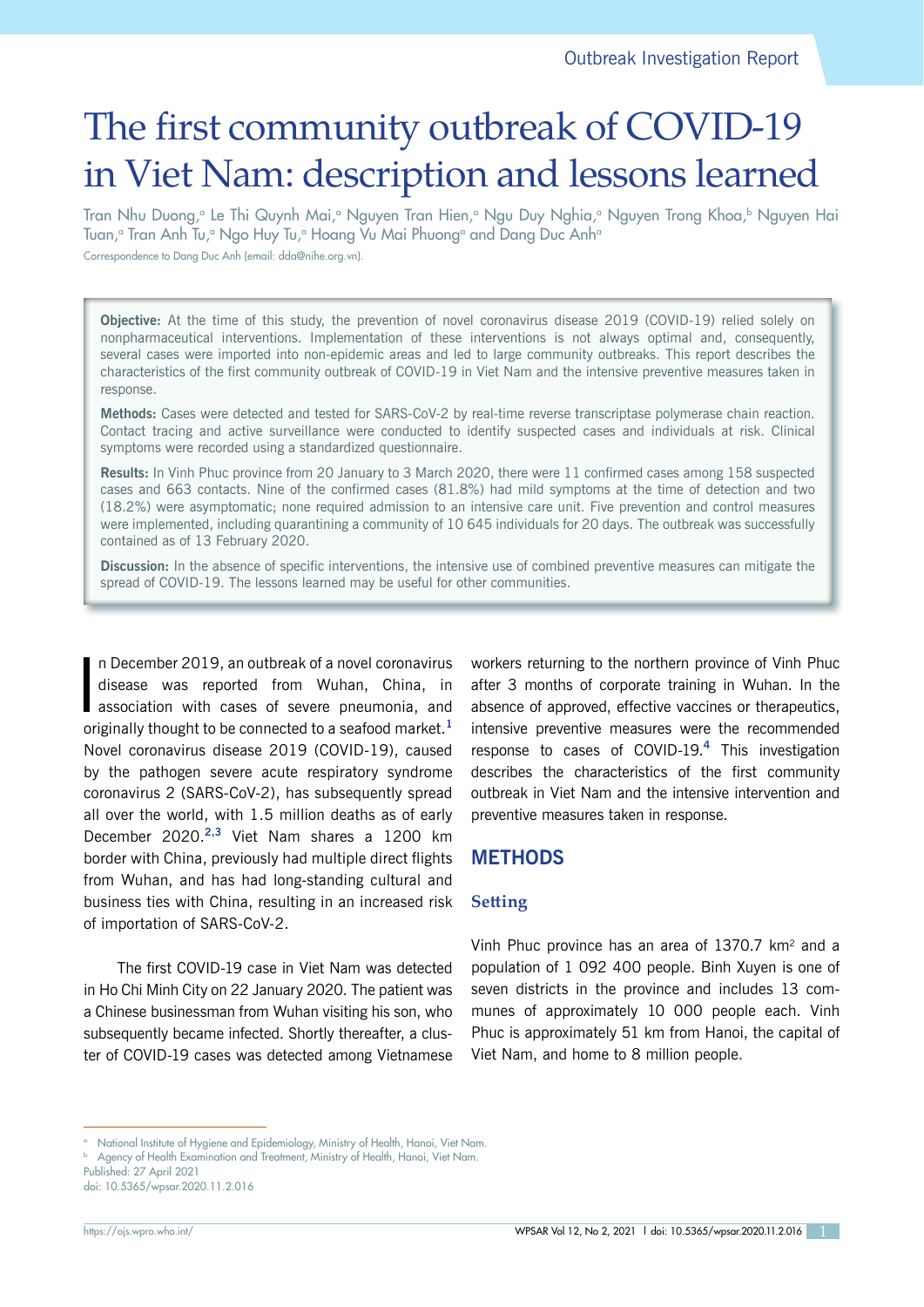Outbreak Investigation Report

# The first community outbreak of COVID-19 in Viet Nam: description and lessons learned

Tran Nhu Duong,[a] Le Thi Quynh Mai,[a] Nguyen Tran Hien,[a] Ngu Duy Nghia,[a] Nguyen Trong Khoa,[b] Nguyen Hai Tuan,[a] Tran Anh Tu,[a] Ngo Huy Tu,[a] Hoang Vu Mai Phuong[a] and Dang Duc Anh[a]

Correspondence to Dang Duc Anh (email: dda@nihe.org.vn).

**Objective:** At the time of this study, the prevention of novel coronavirus disease 2019 (COVID-19) relied solely on nonpharmaceutical interventions. Implementation of these interventions is not always optimal and, consequently, several cases were imported into non-epidemic areas and led to large community outbreaks. This report describes the characteristics of the first community outbreak of COVID-19 in Viet Nam and the intensive preventive measures taken in response.

**Methods:** Cases were detected and tested for SARS-CoV-2 by real-time reverse transcriptase polymerase chain reaction. Contact tracing and active surveillance were conducted to identify suspected cases and individuals at risk. Clinical symptoms were recorded using a standardized questionnaire.

**Results:** In Vinh Phuc province from 20 January to 3 March 2020, there were 11 confirmed cases among 158 suspected cases and 663 contacts. Nine of the confirmed cases (81.8%) had mild symptoms at the time of detection and two (18.2%) were asymptomatic; none required admission to an intensive care unit. Five prevention and control measures were implemented, including quarantining a community of 10 645 individuals for 20 days. The outbreak was successfully contained as of 13 February 2020.

**Discussion:** In the absence of specific interventions, the intensive use of combined preventive measures can mitigate the spread of COVID-19. The lessons learned may be useful for other communities.

In December 2019, an outbreak of a novel coronavirus disease was reported from Wuhan, China, in association with cases of severe pneumonia, and originally thought to be connected to a seafood market.[1] Novel coronavirus disease 2019 (COVID-19), caused by the pathogen severe acute respiratory syndrome coronavirus 2 (SARS-CoV-2), has subsequently spread all over the world, with 1.5 million deaths as of early December 2020.[2,3] Viet Nam shares a 1200 km border with China, previously had multiple direct flights from Wuhan, and has had long-standing cultural and business ties with China, resulting in an increased risk of importation of SARS-CoV-2.

The first COVID-19 case in Viet Nam was detected in Ho Chi Minh City on 22 January 2020. The patient was a Chinese businessman from Wuhan visiting his son, who subsequently became infected. Shortly thereafter, a cluster of COVID-19 cases was detected among Vietnamese workers returning to the northern province of Vinh Phuc after 3 months of corporate training in Wuhan. In the absence of approved, effective vaccines or therapeutics, intensive preventive measures were the recommended response to cases of COVID-19.[4] This investigation describes the characteristics of the first community outbreak in Viet Nam and the intensive intervention and preventive measures taken in response.

## METHODS

### Setting

Vinh Phuc province has an area of 1370.7 km$^2$ and a population of 1 092 400 people. Binh Xuyen is one of seven districts in the province and includes 13 communes of approximately 10 000 people each. Vinh Phuc is approximately 51 km from Hanoi, the capital of Viet Nam, and home to 8 million people.

[a] National Institute of Hygiene and Epidemiology, Ministry of Health, Hanoi, Viet Nam.
[b] Agency of Health Examination and Treatment, Ministry of Health, Hanoi, Viet Nam.
Published: 27 April 2021
doi: 10.5365/wpsar.2020.11.2.016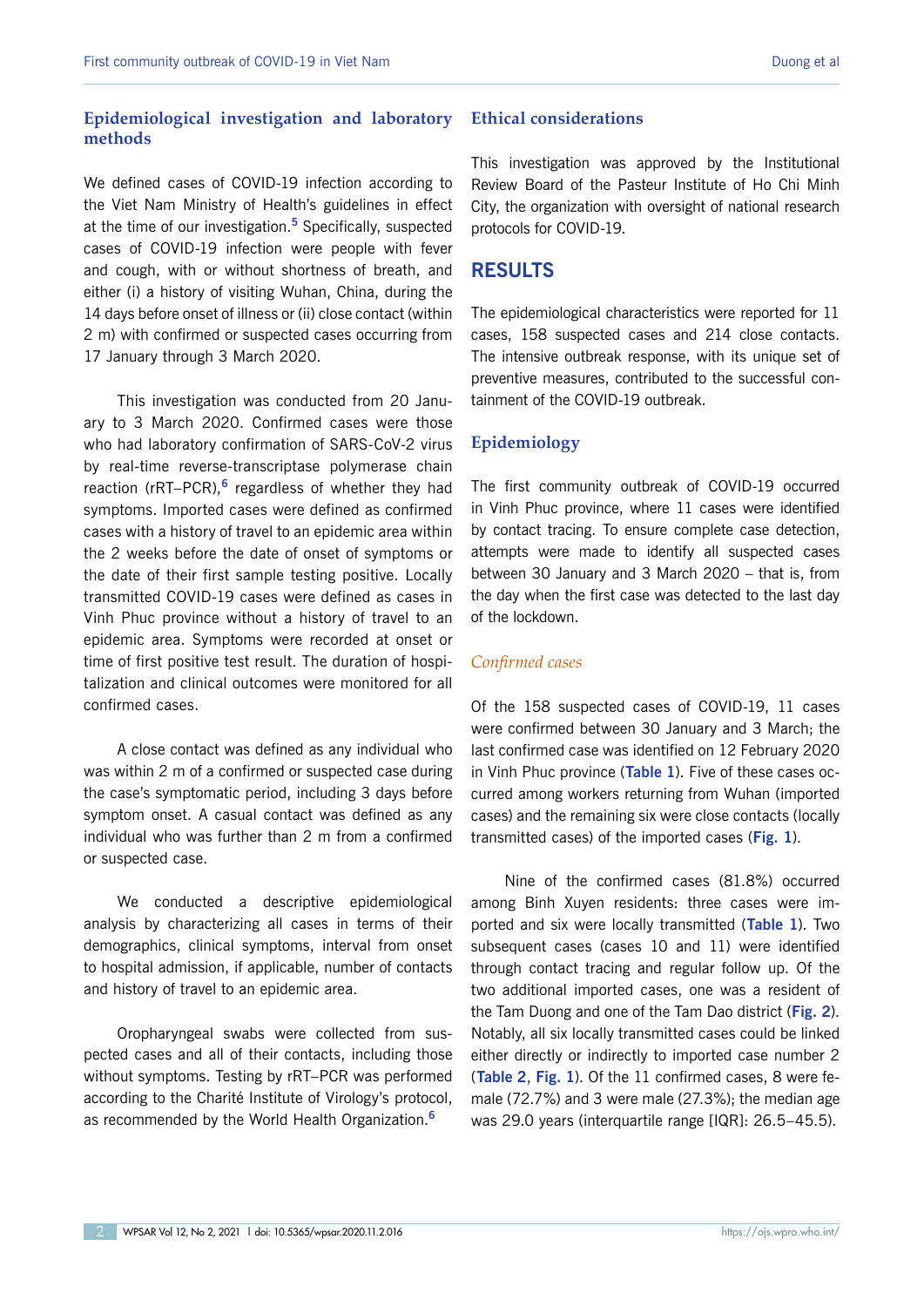### Epidemiological investigation and laboratory methods

We defined cases of COVID-19 infection according to the Viet Nam Ministry of Health's guidelines in effect at the time of our investigation.[5] Specifically, suspected cases of COVID-19 infection were people with fever and cough, with or without shortness of breath, and either (i) a history of visiting Wuhan, China, during the 14 days before onset of illness or (ii) close contact (within 2 m) with confirmed or suspected cases occurring from 17 January through 3 March 2020.

This investigation was conducted from 20 January to 3 March 2020. Confirmed cases were those who had laboratory confirmation of SARS-CoV-2 virus by real-time reverse-transcriptase polymerase chain reaction (rRT–PCR),[6] regardless of whether they had symptoms. Imported cases were defined as confirmed cases with a history of travel to an epidemic area within the 2 weeks before the date of onset of symptoms or the date of their first sample testing positive. Locally transmitted COVID-19 cases were defined as cases in Vinh Phuc province without a history of travel to an epidemic area. Symptoms were recorded at onset or time of first positive test result. The duration of hospitalization and clinical outcomes were monitored for all confirmed cases.

A close contact was defined as any individual who was within 2 m of a confirmed or suspected case during the case's symptomatic period, including 3 days before symptom onset. A casual contact was defined as any individual who was further than 2 m from a confirmed or suspected case.

We conducted a descriptive epidemiological analysis by characterizing all cases in terms of their demographics, clinical symptoms, interval from onset to hospital admission, if applicable, number of contacts and history of travel to an epidemic area.

Oropharyngeal swabs were collected from suspected cases and all of their contacts, including those without symptoms. Testing by rRT–PCR was performed according to the Charité Institute of Virology's protocol, as recommended by the World Health Organization.[6]

### Ethical considerations

This investigation was approved by the Institutional Review Board of the Pasteur Institute of Ho Chi Minh City, the organization with oversight of national research protocols for COVID-19.

## RESULTS

The epidemiological characteristics were reported for 11 cases, 158 suspected cases and 214 close contacts. The intensive outbreak response, with its unique set of preventive measures, contributed to the successful containment of the COVID-19 outbreak.

### Epidemiology

The first community outbreak of COVID-19 occurred in Vinh Phuc province, where 11 cases were identified by contact tracing. To ensure complete case detection, attempts were made to identify all suspected cases between 30 January and 3 March 2020 – that is, from the day when the first case was detected to the last day of the lockdown.

#### *Confirmed cases*

Of the 158 suspected cases of COVID-19, 11 cases were confirmed between 30 January and 3 March; the last confirmed case was identified on 12 February 2020 in Vinh Phuc province (**Table 1**). Five of these cases occurred among workers returning from Wuhan (imported cases) and the remaining six were close contacts (locally transmitted cases) of the imported cases (**Fig. 1**).

Nine of the confirmed cases (81.8%) occurred among Binh Xuyen residents: three cases were imported and six were locally transmitted (**Table 1**). Two subsequent cases (cases 10 and 11) were identified through contact tracing and regular follow up. Of the two additional imported cases, one was a resident of the Tam Duong and one of the Tam Dao district (**Fig. 2**). Notably, all six locally transmitted cases could be linked either directly or indirectly to imported case number 2 (**Table 2**, **Fig. 1**). Of the 11 confirmed cases, 8 were female (72.7%) and 3 were male (27.3%); the median age was 29.0 years (interquartile range [IQR]: 26.5–45.5).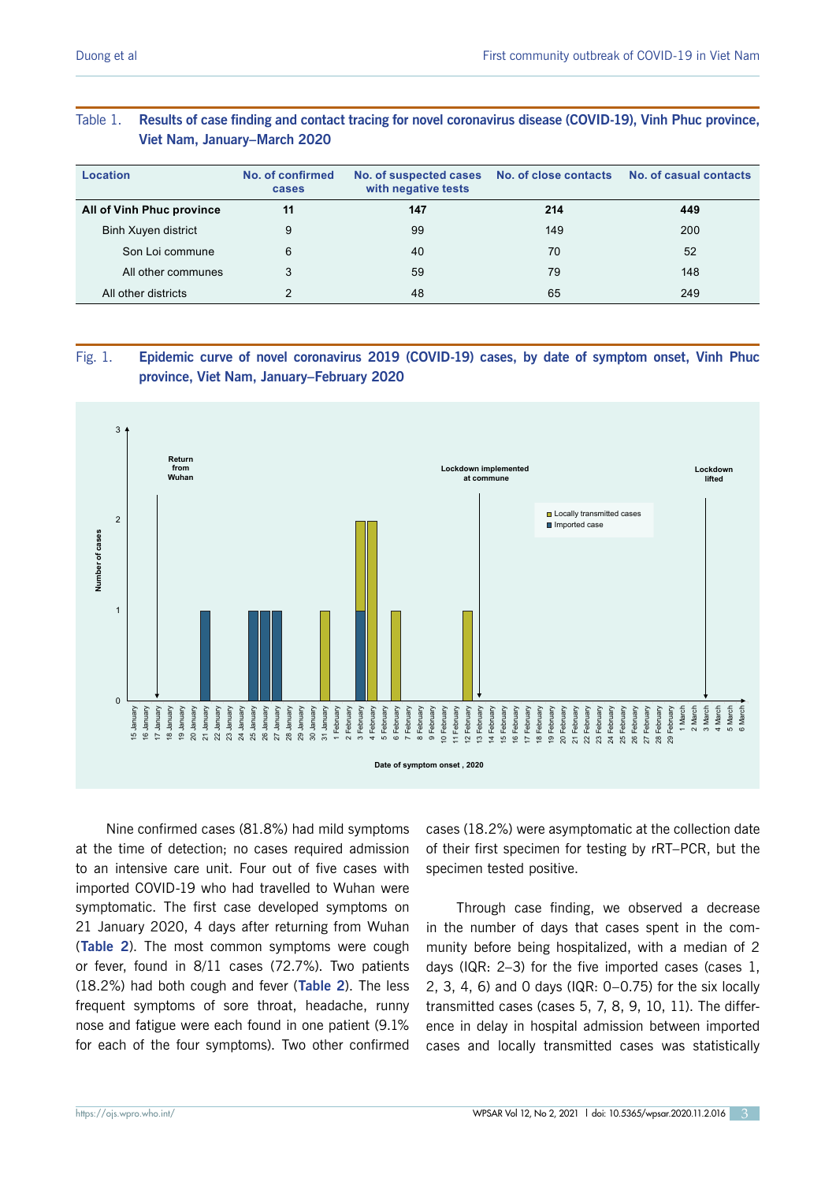Table 1. **Results of case finding and contact tracing for novel coronavirus disease (COVID-19), Vinh Phuc province, Viet Nam, January–March 2020**

| Location | No. of confirmed cases | No. of suspected cases with negative tests | No. of close contacts | No. of casual contacts |
|---|---|---|---|---|
| **All of Vinh Phuc province** | **11** | **147** | **214** | **449** |
| Binh Xuyen district | 9 | 99 | 149 | 200 |
| Son Loi commune | 6 | 40 | 70 | 52 |
| All other communes | 3 | 59 | 79 | 148 |
| All other districts | 2 | 48 | 65 | 249 |

Fig. 1. **Epidemic curve of novel coronavirus 2019 (COVID-19) cases, by date of symptom onset, Vinh Phuc province, Viet Nam, January–February 2020**

Nine confirmed cases (81.8%) had mild symptoms at the time of detection; no cases required admission to an intensive care unit. Four out of five cases with imported COVID-19 who had travelled to Wuhan were symptomatic. The first case developed symptoms on 21 January 2020, 4 days after returning from Wuhan (**Table 2**). The most common symptoms were cough or fever, found in 8/11 cases (72.7%). Two patients (18.2%) had both cough and fever (**Table 2**). The less frequent symptoms of sore throat, headache, runny nose and fatigue were each found in one patient (9.1% for each of the four symptoms). Two other confirmed cases (18.2%) were asymptomatic at the collection date of their first specimen for testing by rRT–PCR, but the specimen tested positive.

Through case finding, we observed a decrease in the number of days that cases spent in the community before being hospitalized, with a median of 2 days (IQR: 2–3) for the five imported cases (cases 1, 2, 3, 4, 6) and 0 days (IQR: 0–0.75) for the six locally transmitted cases (cases 5, 7, 8, 9, 10, 11). The difference in delay in hospital admission between imported cases and locally transmitted cases was statistically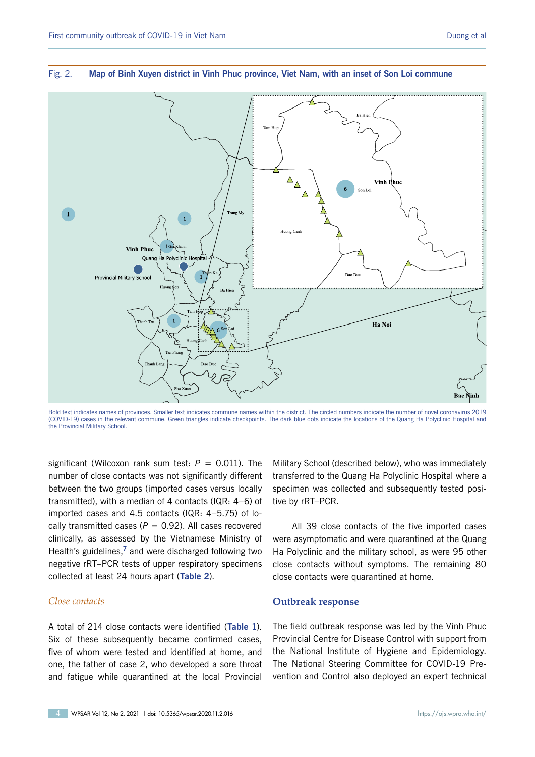Fig. 2. **Map of Binh Xuyen district in Vinh Phuc province, Viet Nam, with an inset of Son Loi commune**

Bold text indicates names of provinces. Smaller text indicates commune names within the district. The circled numbers indicate the number of novel coronavirus 2019 (COVID-19) cases in the relevant commune. Green triangles indicate checkpoints. The dark blue dots indicate the locations of the Quang Ha Polyclinic Hospital and the Provincial Military School.

significant (Wilcoxon rank sum test: $P = 0.011$). The number of close contacts was not significantly different between the two groups (imported cases versus locally transmitted), with a median of 4 contacts (IQR: 4–6) of imported cases and 4.5 contacts (IQR: 4–5.75) of locally transmitted cases ($P = 0.92$). All cases recovered clinically, as assessed by the Vietnamese Ministry of Health's guidelines,[7] and were discharged following two negative rRT–PCR tests of upper respiratory specimens collected at least 24 hours apart (**Table 2**).

### *Close contacts*

A total of 214 close contacts were identified (**Table 1**). Six of these subsequently became confirmed cases, five of whom were tested and identified at home, and one, the father of case 2, who developed a sore throat and fatigue while quarantined at the local Provincial Military School (described below), who was immediately transferred to the Quang Ha Polyclinic Hospital where a specimen was collected and subsequently tested positive by rRT–PCR.

All 39 close contacts of the five imported cases were asymptomatic and were quarantined at the Quang Ha Polyclinic and the military school, as were 95 other close contacts without symptoms. The remaining 80 close contacts were quarantined at home.

## Outbreak response

The field outbreak response was led by the Vinh Phuc Provincial Centre for Disease Control with support from the National Institute of Hygiene and Epidemiology. The National Steering Committee for COVID-19 Prevention and Control also deployed an expert technical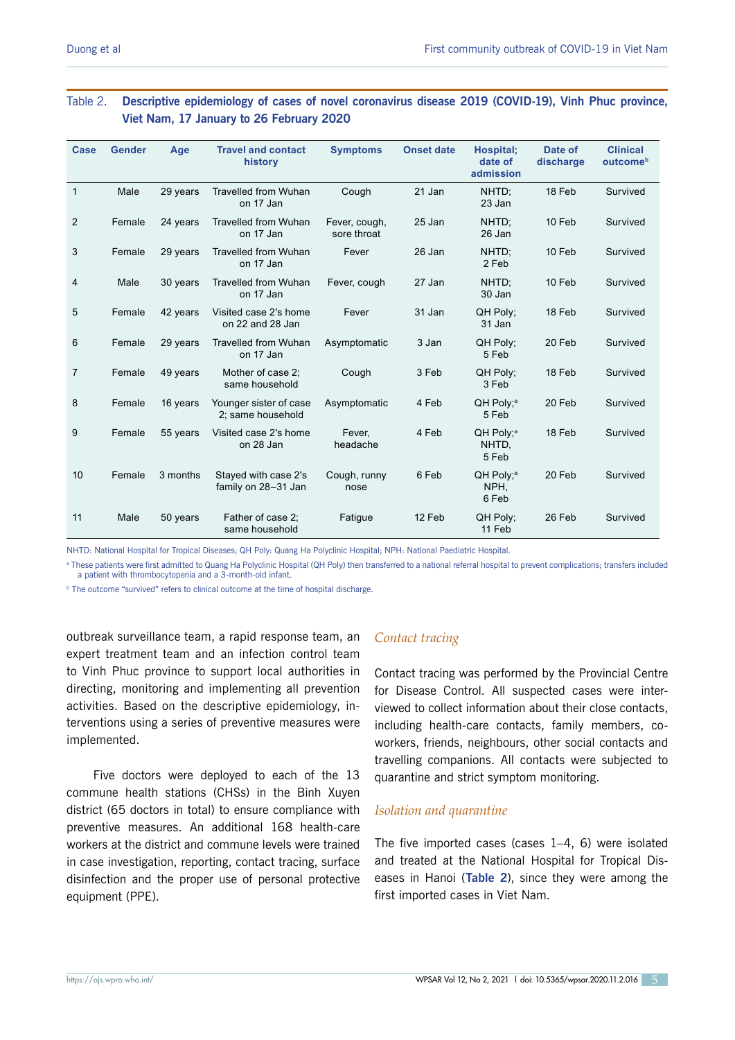Table 2. **Descriptive epidemiology of cases of novel coronavirus disease 2019 (COVID-19), Vinh Phuc province, Viet Nam, 17 January to 26 February 2020**

| Case | Gender | Age | Travel and contact history | Symptoms | Onset date | Hospital; date of admission | Date of discharge | Clinical outcome[b] |
|---|---|---|---|---|---|---|---|---|
| 1 | Male | 29 years | Travelled from Wuhan on 17 Jan | Cough | 21 Jan | NHTD; 23 Jan | 18 Feb | Survived |
| 2 | Female | 24 years | Travelled from Wuhan on 17 Jan | Fever, cough, sore throat | 25 Jan | NHTD; 26 Jan | 10 Feb | Survived |
| 3 | Female | 29 years | Travelled from Wuhan on 17 Jan | Fever | 26 Jan | NHTD; 2 Feb | 10 Feb | Survived |
| 4 | Male | 30 years | Travelled from Wuhan on 17 Jan | Fever, cough | 27 Jan | NHTD; 30 Jan | 10 Feb | Survived |
| 5 | Female | 42 years | Visited case 2's home on 22 and 28 Jan | Fever | 31 Jan | QH Poly; 31 Jan | 18 Feb | Survived |
| 6 | Female | 29 years | Travelled from Wuhan on 17 Jan | Asymptomatic | 3 Jan | QH Poly; 5 Feb | 20 Feb | Survived |
| 7 | Female | 49 years | Mother of case 2; same household | Cough | 3 Feb | QH Poly; 3 Feb | 18 Feb | Survived |
| 8 | Female | 16 years | Younger sister of case 2; same household | Asymptomatic | 4 Feb | QH Poly;[a] 5 Feb | 20 Feb | Survived |
| 9 | Female | 55 years | Visited case 2's home on 28 Jan | Fever, headache | 4 Feb | QH Poly;[a] NHTD, 5 Feb | 18 Feb | Survived |
| 10 | Female | 3 months | Stayed with case 2's family on 28–31 Jan | Cough, runny nose | 6 Feb | QH Poly;[a] NPH, 6 Feb | 20 Feb | Survived |
| 11 | Male | 50 years | Father of case 2; same household | Fatigue | 12 Feb | QH Poly; 11 Feb | 26 Feb | Survived |

NHTD: National Hospital for Tropical Diseases; QH Poly: Quang Ha Polyclinic Hospital; NPH: National Paediatric Hospital.

[a] These patients were first admitted to Quang Ha Polyclinic Hospital (QH Poly) then transferred to a national referral hospital to prevent complications; transfers included a patient with thrombocytopenia and a 3-month-old infant.

[b] The outcome "survived" refers to clinical outcome at the time of hospital discharge.

outbreak surveillance team, a rapid response team, an expert treatment team and an infection control team to Vinh Phuc province to support local authorities in directing, monitoring and implementing all prevention activities. Based on the descriptive epidemiology, interventions using a series of preventive measures were implemented.

Five doctors were deployed to each of the 13 commune health stations (CHSs) in the Binh Xuyen district (65 doctors in total) to ensure compliance with preventive measures. An additional 168 health-care workers at the district and commune levels were trained in case investigation, reporting, contact tracing, surface disinfection and the proper use of personal protective equipment (PPE).

### *Contact tracing*

Contact tracing was performed by the Provincial Centre for Disease Control. All suspected cases were interviewed to collect information about their close contacts, including health-care contacts, family members, co-workers, friends, neighbours, other social contacts and travelling companions. All contacts were subjected to quarantine and strict symptom monitoring.

### *Isolation and quarantine*

The five imported cases (cases 1–4, 6) were isolated and treated at the National Hospital for Tropical Diseases in Hanoi (**Table 2**), since they were among the first imported cases in Viet Nam.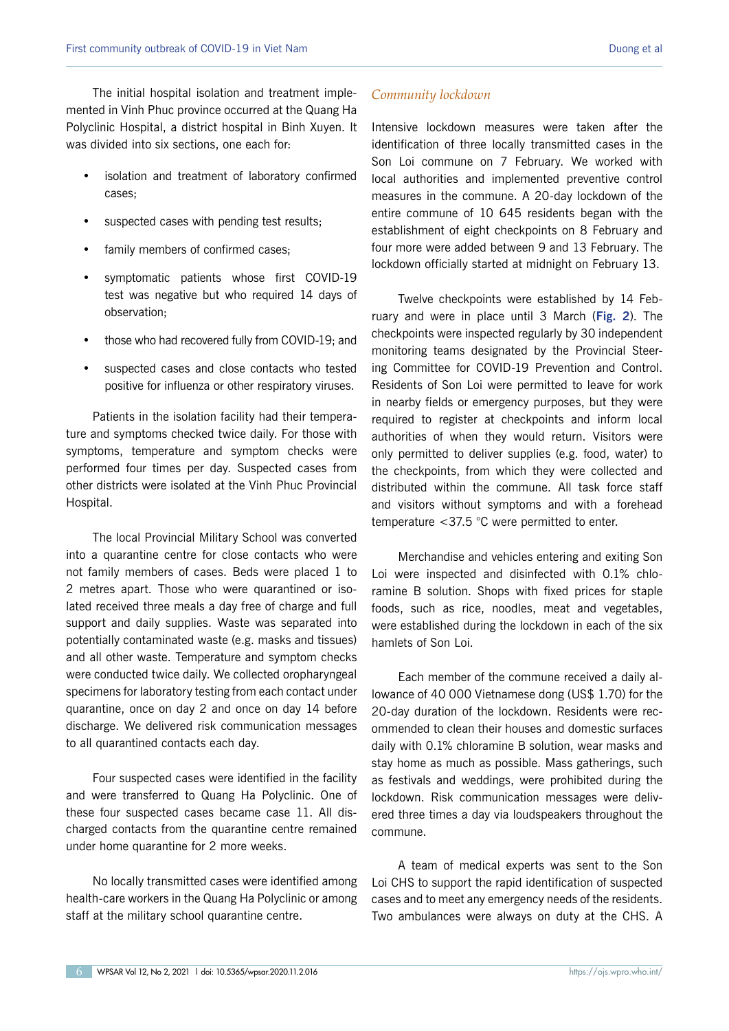The initial hospital isolation and treatment implemented in Vinh Phuc province occurred at the Quang Ha Polyclinic Hospital, a district hospital in Binh Xuyen. It was divided into six sections, one each for:

- isolation and treatment of laboratory confirmed cases;
- suspected cases with pending test results;
- family members of confirmed cases;
- symptomatic patients whose first COVID-19 test was negative but who required 14 days of observation;
- those who had recovered fully from COVID-19; and
- suspected cases and close contacts who tested positive for influenza or other respiratory viruses.

Patients in the isolation facility had their temperature and symptoms checked twice daily. For those with symptoms, temperature and symptom checks were performed four times per day. Suspected cases from other districts were isolated at the Vinh Phuc Provincial Hospital.

The local Provincial Military School was converted into a quarantine centre for close contacts who were not family members of cases. Beds were placed 1 to 2 metres apart. Those who were quarantined or isolated received three meals a day free of charge and full support and daily supplies. Waste was separated into potentially contaminated waste (e.g. masks and tissues) and all other waste. Temperature and symptom checks were conducted twice daily. We collected oropharyngeal specimens for laboratory testing from each contact under quarantine, once on day 2 and once on day 14 before discharge. We delivered risk communication messages to all quarantined contacts each day.

Four suspected cases were identified in the facility and were transferred to Quang Ha Polyclinic. One of these four suspected cases became case 11. All discharged contacts from the quarantine centre remained under home quarantine for 2 more weeks.

No locally transmitted cases were identified among health-care workers in the Quang Ha Polyclinic or among staff at the military school quarantine centre.

### *Community lockdown*

Intensive lockdown measures were taken after the identification of three locally transmitted cases in the Son Loi commune on 7 February. We worked with local authorities and implemented preventive control measures in the commune. A 20-day lockdown of the entire commune of 10 645 residents began with the establishment of eight checkpoints on 8 February and four more were added between 9 and 13 February. The lockdown officially started at midnight on February 13.

Twelve checkpoints were established by 14 February and were in place until 3 March (**Fig. 2**). The checkpoints were inspected regularly by 30 independent monitoring teams designated by the Provincial Steering Committee for COVID-19 Prevention and Control. Residents of Son Loi were permitted to leave for work in nearby fields or emergency purposes, but they were required to register at checkpoints and inform local authorities of when they would return. Visitors were only permitted to deliver supplies (e.g. food, water) to the checkpoints, from which they were collected and distributed within the commune. All task force staff and visitors without symptoms and with a forehead temperature <37.5 °C were permitted to enter.

Merchandise and vehicles entering and exiting Son Loi were inspected and disinfected with 0.1% chloramine B solution. Shops with fixed prices for staple foods, such as rice, noodles, meat and vegetables, were established during the lockdown in each of the six hamlets of Son Loi.

Each member of the commune received a daily allowance of 40 000 Vietnamese dong (US$ 1.70) for the 20-day duration of the lockdown. Residents were recommended to clean their houses and domestic surfaces daily with 0.1% chloramine B solution, wear masks and stay home as much as possible. Mass gatherings, such as festivals and weddings, were prohibited during the lockdown. Risk communication messages were delivered three times a day via loudspeakers throughout the commune.

A team of medical experts was sent to the Son Loi CHS to support the rapid identification of suspected cases and to meet any emergency needs of the residents. Two ambulances were always on duty at the CHS. A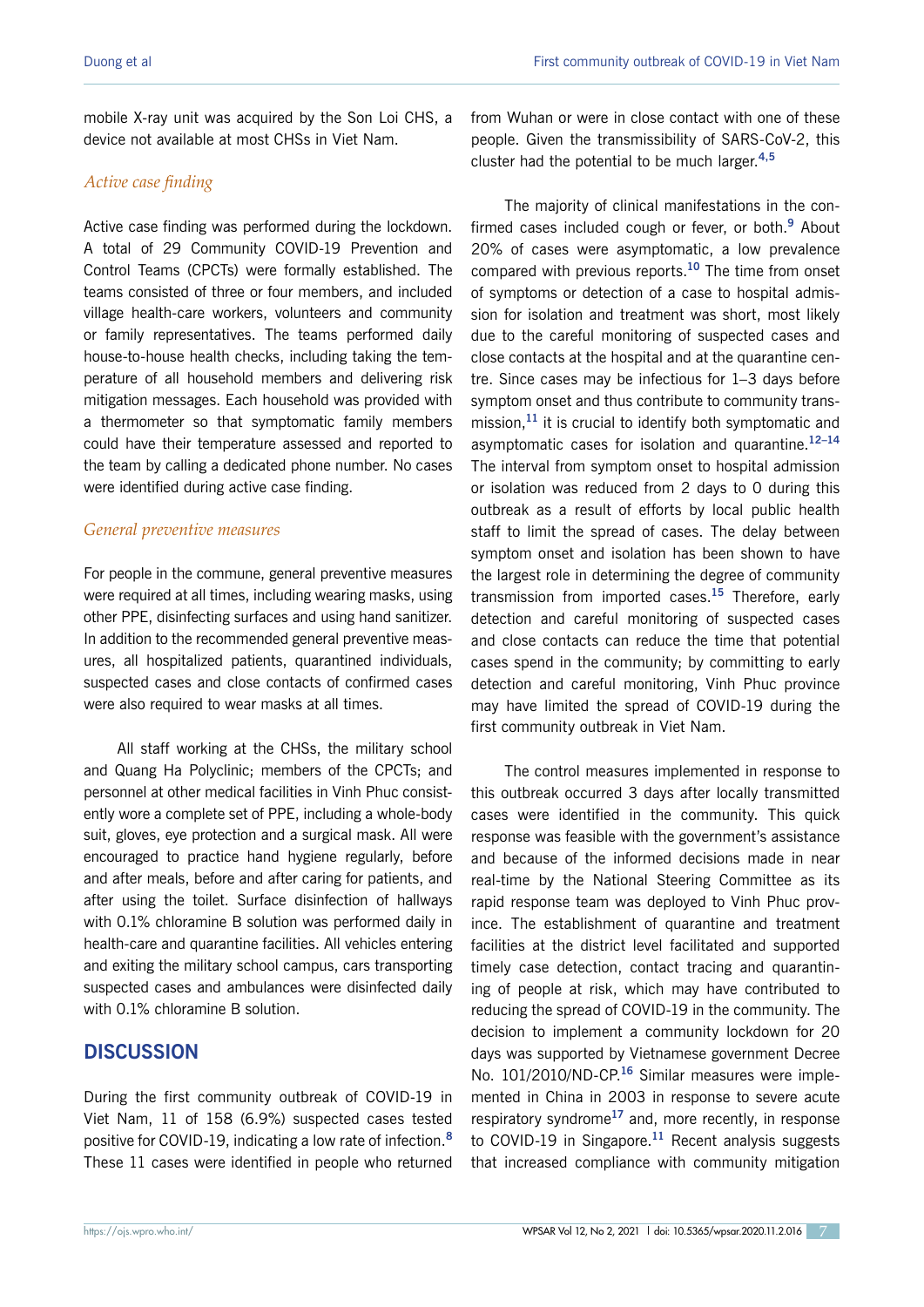mobile X-ray unit was acquired by the Son Loi CHS, a device not available at most CHSs in Viet Nam.

### *Active case finding*

Active case finding was performed during the lockdown. A total of 29 Community COVID-19 Prevention and Control Teams (CPCTs) were formally established. The teams consisted of three or four members, and included village health-care workers, volunteers and community or family representatives. The teams performed daily house-to-house health checks, including taking the temperature of all household members and delivering risk mitigation messages. Each household was provided with a thermometer so that symptomatic family members could have their temperature assessed and reported to the team by calling a dedicated phone number. No cases were identified during active case finding.

### *General preventive measures*

For people in the commune, general preventive measures were required at all times, including wearing masks, using other PPE, disinfecting surfaces and using hand sanitizer. In addition to the recommended general preventive measures, all hospitalized patients, quarantined individuals, suspected cases and close contacts of confirmed cases were also required to wear masks at all times.

All staff working at the CHSs, the military school and Quang Ha Polyclinic; members of the CPCTs; and personnel at other medical facilities in Vinh Phuc consistently wore a complete set of PPE, including a whole-body suit, gloves, eye protection and a surgical mask. All were encouraged to practice hand hygiene regularly, before and after meals, before and after caring for patients, and after using the toilet. Surface disinfection of hallways with 0.1% chloramine B solution was performed daily in health-care and quarantine facilities. All vehicles entering and exiting the military school campus, cars transporting suspected cases and ambulances were disinfected daily with 0.1% chloramine B solution.

## DISCUSSION

During the first community outbreak of COVID-19 in Viet Nam, 11 of 158 (6.9%) suspected cases tested positive for COVID-19, indicating a low rate of infection.[8] These 11 cases were identified in people who returned from Wuhan or were in close contact with one of these people. Given the transmissibility of SARS-CoV-2, this cluster had the potential to be much larger.[4,5]

The majority of clinical manifestations in the confirmed cases included cough or fever, or both.[9] About 20% of cases were asymptomatic, a low prevalence compared with previous reports.[10] The time from onset of symptoms or detection of a case to hospital admission for isolation and treatment was short, most likely due to the careful monitoring of suspected cases and close contacts at the hospital and at the quarantine centre. Since cases may be infectious for 1–3 days before symptom onset and thus contribute to community transmission,[11] it is crucial to identify both symptomatic and asymptomatic cases for isolation and quarantine.[12–14] The interval from symptom onset to hospital admission or isolation was reduced from 2 days to 0 during this outbreak as a result of efforts by local public health staff to limit the spread of cases. The delay between symptom onset and isolation has been shown to have the largest role in determining the degree of community transmission from imported cases.[15] Therefore, early detection and careful monitoring of suspected cases and close contacts can reduce the time that potential cases spend in the community; by committing to early detection and careful monitoring, Vinh Phuc province may have limited the spread of COVID-19 during the first community outbreak in Viet Nam.

The control measures implemented in response to this outbreak occurred 3 days after locally transmitted cases were identified in the community. This quick response was feasible with the government's assistance and because of the informed decisions made in near real-time by the National Steering Committee as its rapid response team was deployed to Vinh Phuc province. The establishment of quarantine and treatment facilities at the district level facilitated and supported timely case detection, contact tracing and quarantining of people at risk, which may have contributed to reducing the spread of COVID-19 in the community. The decision to implement a community lockdown for 20 days was supported by Vietnamese government Decree No. 101/2010/ND-CP.[16] Similar measures were implemented in China in 2003 in response to severe acute respiratory syndrome[17] and, more recently, in response to COVID-19 in Singapore.[11] Recent analysis suggests that increased compliance with community mitigation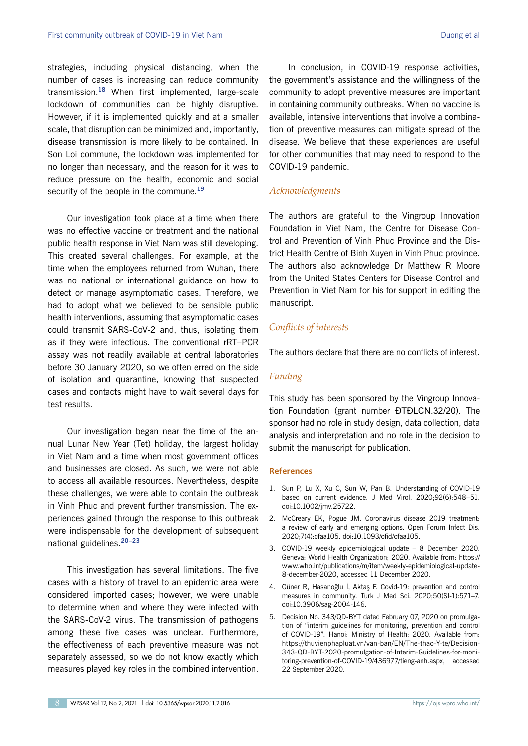strategies, including physical distancing, when the number of cases is increasing can reduce community transmission.[18] When first implemented, large-scale lockdown of communities can be highly disruptive. However, if it is implemented quickly and at a smaller scale, that disruption can be minimized and, importantly, disease transmission is more likely to be contained. In Son Loi commune, the lockdown was implemented for no longer than necessary, and the reason for it was to reduce pressure on the health, economic and social security of the people in the commune.[19]

Our investigation took place at a time when there was no effective vaccine or treatment and the national public health response in Viet Nam was still developing. This created several challenges. For example, at the time when the employees returned from Wuhan, there was no national or international guidance on how to detect or manage asymptomatic cases. Therefore, we had to adopt what we believed to be sensible public health interventions, assuming that asymptomatic cases could transmit SARS-CoV-2 and, thus, isolating them as if they were infectious. The conventional rRT–PCR assay was not readily available at central laboratories before 30 January 2020, so we often erred on the side of isolation and quarantine, knowing that suspected cases and contacts might have to wait several days for test results.

Our investigation began near the time of the annual Lunar New Year (Tet) holiday, the largest holiday in Viet Nam and a time when most government offices and businesses are closed. As such, we were not able to access all available resources. Nevertheless, despite these challenges, we were able to contain the outbreak in Vinh Phuc and prevent further transmission. The experiences gained through the response to this outbreak were indispensable for the development of subsequent national guidelines.[20–23]

This investigation has several limitations. The five cases with a history of travel to an epidemic area were considered imported cases; however, we were unable to determine when and where they were infected with the SARS-CoV-2 virus. The transmission of pathogens among these five cases was unclear. Furthermore, the effectiveness of each preventive measure was not separately assessed, so we do not know exactly which measures played key roles in the combined intervention.

In conclusion, in COVID-19 response activities, the government's assistance and the willingness of the community to adopt preventive measures are important in containing community outbreaks. When no vaccine is available, intensive interventions that involve a combination of preventive measures can mitigate spread of the disease. We believe that these experiences are useful for other communities that may need to respond to the COVID-19 pandemic.

## *Acknowledgments*

The authors are grateful to the Vingroup Innovation Foundation in Viet Nam, the Centre for Disease Control and Prevention of Vinh Phuc Province and the District Health Centre of Binh Xuyen in Vinh Phuc province. The authors also acknowledge Dr Matthew R Moore from the United States Centers for Disease Control and Prevention in Viet Nam for his for support in editing the manuscript.

## *Conflicts of interests*

The authors declare that there are no conflicts of interest.

## *Funding*

This study has been sponsored by the Vingroup Innovation Foundation (grant number ĐTĐLCN.32/20). The sponsor had no role in study design, data collection, data analysis and interpretation and no role in the decision to submit the manuscript for publication.

## References

1. Sun P, Lu X, Xu C, Sun W, Pan B. Understanding of COVID-19 based on current evidence. J Med Virol. 2020;92(6):548–51. doi:10.1002/jmv.25722.
2. McCreary EK, Pogue JM. Coronavirus disease 2019 treatment: a review of early and emerging options. Open Forum Infect Dis. 2020;7(4):ofaa105. doi:10.1093/ofid/ofaa105.
3. COVID-19 weekly epidemiological update – 8 December 2020. Geneva: World Health Organization; 2020. Available from: https://www.who.int/publications/m/item/weekly-epidemiological-update-8-december-2020, accessed 11 December 2020.
4. Güner R, Hasanoğlu İ, Aktaş F. Covid-19: prevention and control measures in community. Turk J Med Sci. 2020;50(SI-1):571–7. doi:10.3906/sag-2004-146.
5. Decision No. 343/QD-BYT dated February 07, 2020 on promulgation of "interim guidelines for monitoring, prevention and control of COVID-19". Hanoi: Ministry of Health; 2020. Available from: https://thuvienphapluat.vn/van-ban/EN/The-thao-Y-te/Decision-343-QD-BYT-2020-promulgation-of-Interim-Guidelines-for-monitoring-prevention-of-COVID-19/436977/tieng-anh.aspx, accessed 22 September 2020.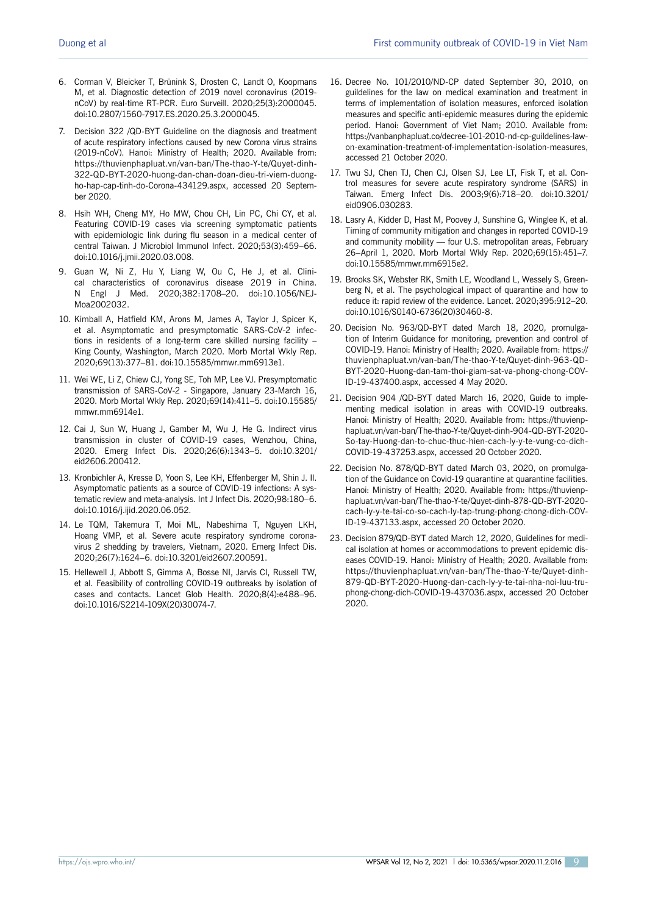6. Corman V, Bleicker T, Brünink S, Drosten C, Landt O, Koopmans M, et al. Diagnostic detection of 2019 novel coronavirus (2019-nCoV) by real-time RT-PCR. Euro Surveill. 2020;25(3):2000045. doi:10.2807/1560-7917.ES.2020.25.3.2000045.
7. Decision 322 /QD-BYT Guideline on the diagnosis and treatment of acute respiratory infections caused by new Corona virus strains (2019-nCoV). Hanoi: Ministry of Health; 2020. Available from: https://thuvienphapluat.vn/van-ban/The-thao-Y-te/Quyet-dinh-322-QD-BYT-2020-huong-dan-chan-doan-dieu-tri-viem-duong-ho-hap-cap-tinh-do-Corona-434129.aspx, accessed 20 September 2020.
8. Hsih WH, Cheng MY, Ho MW, Chou CH, Lin PC, Chi CY, et al. Featuring COVID-19 cases via screening symptomatic patients with epidemiologic link during flu season in a medical center of central Taiwan. J Microbiol Immunol Infect. 2020;53(3):459–66. doi:10.1016/j.jmii.2020.03.008.
9. Guan W, Ni Z, Hu Y, Liang W, Ou C, He J, et al. Clinical characteristics of coronavirus disease 2019 in China. N Engl J Med. 2020;382:1708–20. doi:10.1056/NEJMoa2002032.
10. Kimball A, Hatfield KM, Arons M, James A, Taylor J, Spicer K, et al. Asymptomatic and presymptomatic SARS-CoV-2 infections in residents of a long-term care skilled nursing facility – King County, Washington, March 2020. Morb Mortal Wkly Rep. 2020;69(13):377–81. doi:10.15585/mmwr.mm6913e1.
11. Wei WE, Li Z, Chiew CJ, Yong SE, Toh MP, Lee VJ. Presymptomatic transmission of SARS-CoV-2 - Singapore, January 23-March 16, 2020. Morb Mortal Wkly Rep. 2020;69(14):411–5. doi:10.15585/mmwr.mm6914e1.
12. Cai J, Sun W, Huang J, Gamber M, Wu J, He G. Indirect virus transmission in cluster of COVID-19 cases, Wenzhou, China, 2020. Emerg Infect Dis. 2020;26(6):1343–5. doi:10.3201/eid2606.200412.
13. Kronbichler A, Kresse D, Yoon S, Lee KH, Effenberger M, Shin J. Il. Asymptomatic patients as a source of COVID-19 infections: A systematic review and meta-analysis. Int J Infect Dis. 2020;98:180–6. doi:10.1016/j.ijid.2020.06.052.
14. Le TQM, Takemura T, Moi ML, Nabeshima T, Nguyen LKH, Hoang VMP, et al. Severe acute respiratory syndrome coronavirus 2 shedding by travelers, Vietnam, 2020. Emerg Infect Dis. 2020;26(7):1624–6. doi:10.3201/eid2607.200591.
15. Hellewell J, Abbott S, Gimma A, Bosse NI, Jarvis CI, Russell TW, et al. Feasibility of controlling COVID-19 outbreaks by isolation of cases and contacts. Lancet Glob Health. 2020;8(4):e488–96. doi:10.1016/S2214-109X(20)30074-7.
16. Decree No. 101/2010/ND-CP dated September 30, 2010, on guildelines for the law on medical examination and treatment in terms of implementation of isolation measures, enforced isolation measures and specific anti-epidemic measures during the epidemic period. Hanoi: Government of Viet Nam; 2010. Available from: https://vanbanphapluat.co/decree-101-2010-nd-cp-guildelines-law-on-examination-treatment-of-implementation-isolation-measures, accessed 21 October 2020.
17. Twu SJ, Chen TJ, Chen CJ, Olsen SJ, Lee LT, Fisk T, et al. Control measures for severe acute respiratory syndrome (SARS) in Taiwan. Emerg Infect Dis. 2003;9(6):718–20. doi:10.3201/eid0906.030283.
18. Lasry A, Kidder D, Hast M, Poovey J, Sunshine G, Winglee K, et al. Timing of community mitigation and changes in reported COVID-19 and community mobility — four U.S. metropolitan areas, February 26–April 1, 2020. Morb Mortal Wkly Rep. 2020;69(15):451–7. doi:10.15585/mmwr.mm6915e2.
19. Brooks SK, Webster RK, Smith LE, Woodland L, Wessely S, Greenberg N, et al. The psychological impact of quarantine and how to reduce it: rapid review of the evidence. Lancet. 2020;395:912–20. doi:10.1016/S0140-6736(20)30460-8.
20. Decision No. 963/QD-BYT dated March 18, 2020, promulgation of Interim Guidance for monitoring, prevention and control of COVID-19. Hanoi: Ministry of Health; 2020. Available from: https://thuvienphapluat.vn/van-ban/The-thao-Y-te/Quyet-dinh-963-QD-BYT-2020-Huong-dan-tam-thoi-giam-sat-va-phong-chong-COVID-19-437400.aspx, accessed 4 May 2020.
21. Decision 904 /QD-BYT dated March 16, 2020, Guide to implementing medical isolation in areas with COVID-19 outbreaks. Hanoi: Ministry of Health; 2020. Available from: https://thuvienphapluat.vn/van-ban/The-thao-Y-te/Quyet-dinh-904-QD-BYT-2020-So-tay-Huong-dan-to-chuc-thuc-hien-cach-ly-y-te-vung-co-dich-COVID-19-437253.aspx, accessed 20 October 2020.
22. Decision No. 878/QD-BYT dated March 03, 2020, on promulgation of the Guidance on Covid-19 quarantine at quarantine facilities. Hanoi: Ministry of Health; 2020. Available from: https://thuvienphapluat.vn/van-ban/The-thao-Y-te/Quyet-dinh-878-QD-BYT-2020-cach-ly-y-te-tai-co-so-cach-ly-tap-trung-phong-chong-dich-COVID-19-437133.aspx, accessed 20 October 2020.
23. Decision 879/QD-BYT dated March 12, 2020, Guidelines for medical isolation at homes or accommodations to prevent epidemic diseases COVID-19. Hanoi: Ministry of Health; 2020. Available from: https://thuvienphapluat.vn/van-ban/The-thao-Y-te/Quyet-dinh-879-QD-BYT-2020-Huong-dan-cach-ly-y-te-tai-nha-noi-luu-tru-phong-chong-dich-COVID-19-437036.aspx, accessed 20 October 2020.